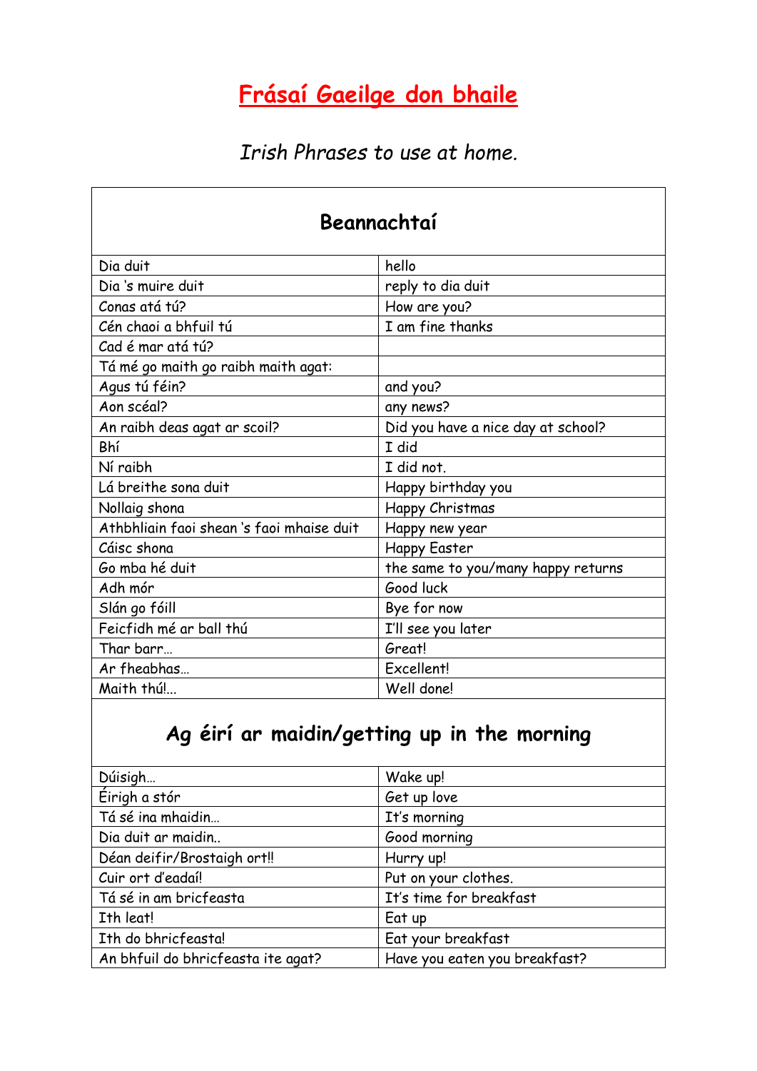# Frásaí Gaeilge don bhaile

*Irish Phrases to use at home.*

| Beannachtaí | |
|---|---|
| Dia duit | hello |
| Dia 's muire duit | reply to dia duit |
| Conas atá tú? | How are you? |
| Cén chaoi a bhfuil tú | I am fine thanks |
| Cad é mar atá tú? | |
| Tá mé go maith go raibh maith agat: | |
| Agus tú féin? | and you? |
| Aon scéal? | any news? |
| An raibh deas agat ar scoil? | Did you have a nice day at school? |
| Bhí | I did |
| Ní raibh | I did not. |
| Lá breithe sona duit | Happy birthday you |
| Nollaig shona | Happy Christmas |
| Athbhliain faoi shean 's faoi mhaise duit | Happy new year |
| Cáisc shona | Happy Easter |
| Go mba hé duit | the same to you/many happy returns |
| Adh mór | Good luck |
| Slán go fóill | Bye for now |
| Feicfidh mé ar ball thú | I'll see you later |
| Thar barr… | Great! |
| Ar fheabhas… | Excellent! |
| Maith thú!… | Well done! |

| Ag éirí ar maidin/getting up in the morning | |
|---|---|
| Dúisigh… | Wake up! |
| Éirigh a stór | Get up love |
| Tá sé ina mhaidin… | It's morning |
| Dia duit ar maidin.. | Good morning |
| Déan deifir/Brostaigh ort!! | Hurry up! |
| Cuir ort d'eadaí! | Put on your clothes. |
| Tá sé in am bricfeasta | It's time for breakfast |
| Ith leat! | Eat up |
| Ith do bhricfeasta! | Eat your breakfast |
| An bhfuil do bhricfeasta ite agat? | Have you eaten you breakfast? |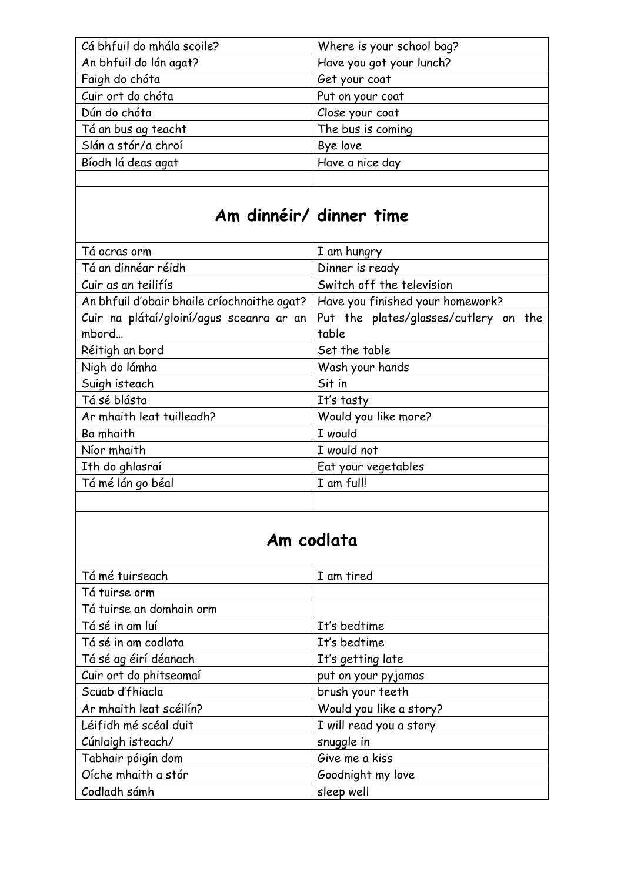| | |
|---|---|
| Cá bhfuil do mhála scoile? | Where is your school bag? |
| An bhfuil do lón agat? | Have you got your lunch? |
| Faigh do chóta | Get your coat |
| Cuir ort do chóta | Put on your coat |
| Dún do chóta | Close your coat |
| Tá an bus ag teacht | The bus is coming |
| Slán a stór/a chroí | Bye love |
| Bíodh lá deas agat | Have a nice day |
| | |

## Am dinnéir/ dinner time

| | |
|---|---|
| Tá ocras orm | I am hungry |
| Tá an dinnéar réidh | Dinner is ready |
| Cuir as an teilifís | Switch off the television |
| An bhfuil d'obair bhaile críochnaithe agat? | Have you finished your homework? |
| Cuir na plátaí/gloiní/agus sceanra ar an mbord… | Put the plates/glasses/cutlery on the table |
| Réitigh an bord | Set the table |
| Nigh do lámha | Wash your hands |
| Suigh isteach | Sit in |
| Tá sé blásta | It's tasty |
| Ar mhaith leat tuilleadh? | Would you like more? |
| Ba mhaith | I would |
| Níor mhaith | I would not |
| Ith do ghlasraí | Eat your vegetables |
| Tá mé lán go béal | I am full! |
| | |

## Am codlata

| | |
|---|---|
| Tá mé tuirseach | I am tired |
| Tá tuirse orm | |
| Tá tuirse an domhain orm | |
| Tá sé in am luí | It's bedtime |
| Tá sé in am codlata | It's bedtime |
| Tá sé ag éirí déanach | It's getting late |
| Cuir ort do phitseamaí | put on your pyjamas |
| Scuab d'fhiacla | brush your teeth |
| Ar mhaith leat scéilín? | Would you like a story? |
| Léifidh mé scéal duit | I will read you a story |
| Cúnlaigh isteach/ | snuggle in |
| Tabhair póigín dom | Give me a kiss |
| Oíche mhaith a stór | Goodnight my love |
| Codladh sámh | sleep well |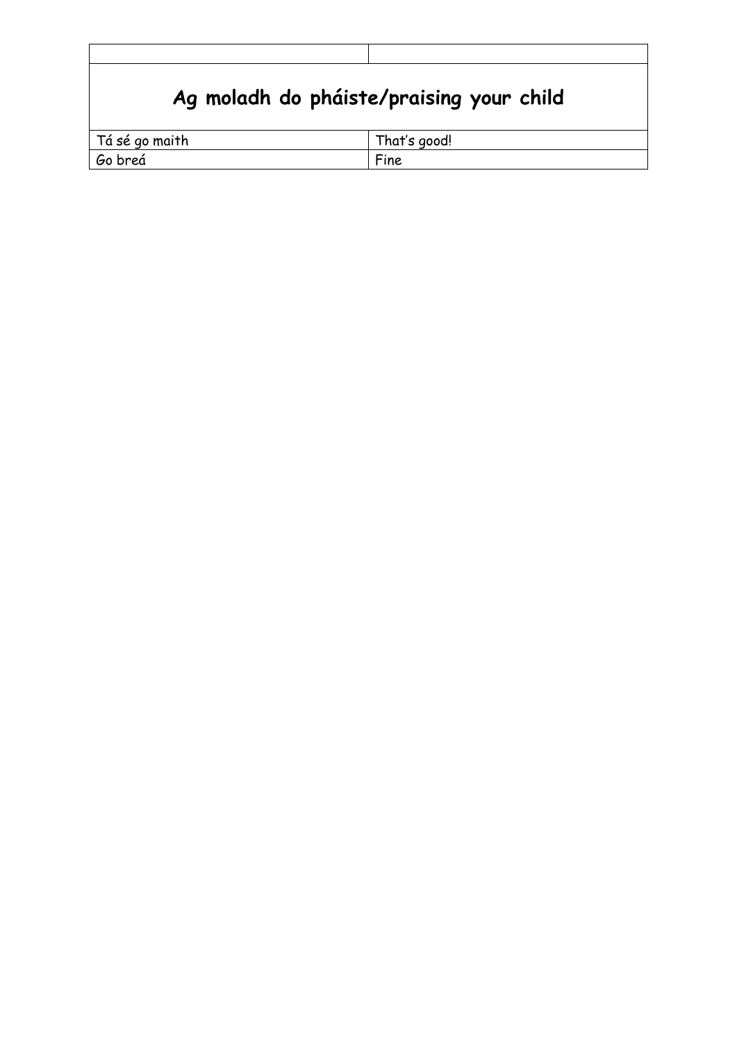| | |
|---|---|
| **Ag moladh do pháiste/praising your child** | |
| Tá sé go maith | That's good! |
| Go breá | Fine |